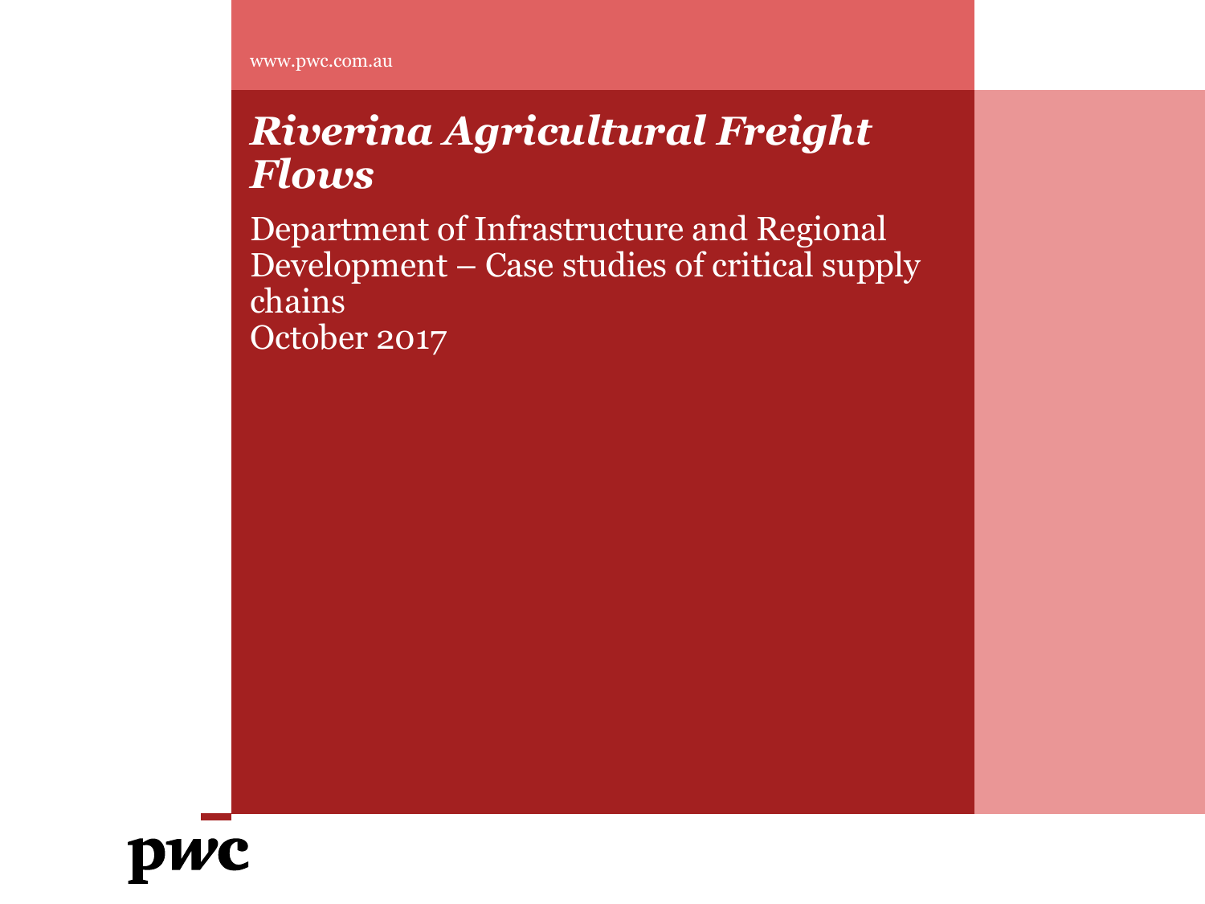www.pwc.com.au

# *Riverina Agricultural Freight Flows*

Department of Infrastructure and Regional Development – Case studies of critical supply chains
October 2017

pwc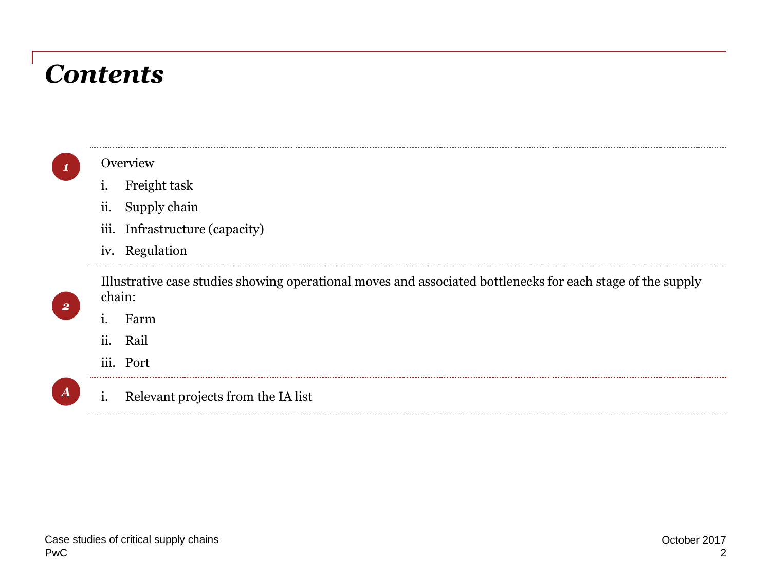# Contents

**1**

Overview

i. Freight task

ii. Supply chain

iii. Infrastructure (capacity)

iv. Regulation

**2**

Illustrative case studies showing operational moves and associated bottlenecks for each stage of the supply chain:

i. Farm

ii. Rail

iii. Port

**A**

i. Relevant projects from the IA list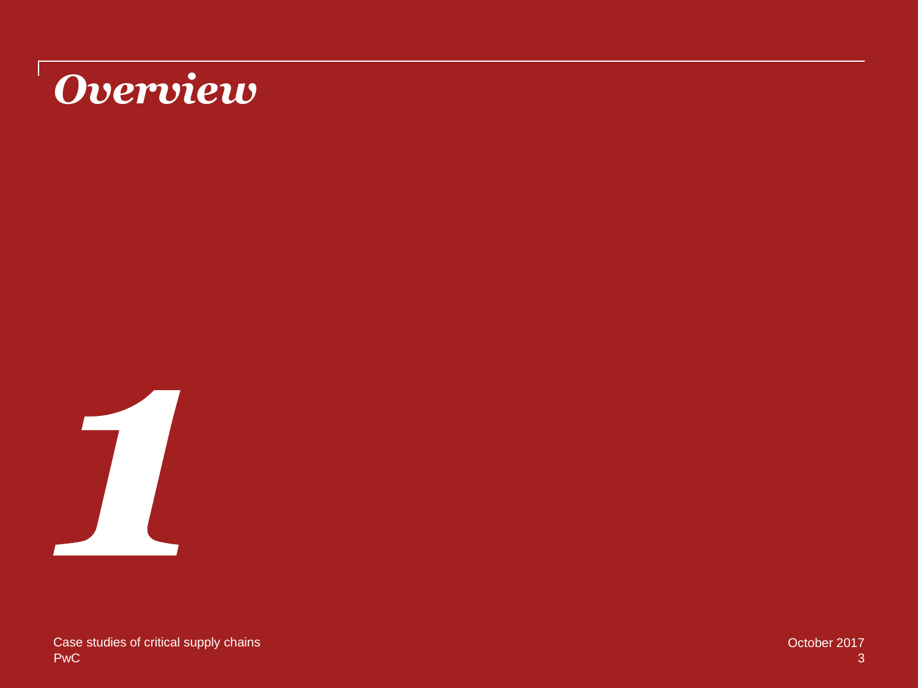# *Overview*

*1*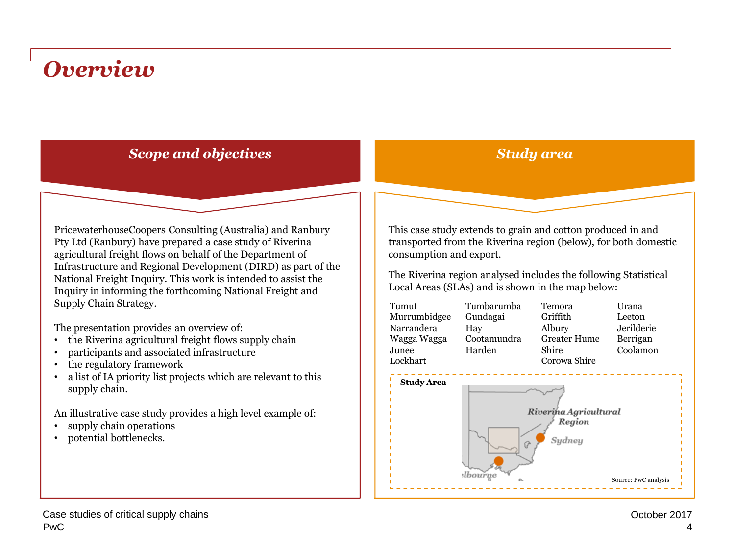# Overview

## *Scope and objectives*

PricewaterhouseCoopers Consulting (Australia) and Ranbury Pty Ltd (Ranbury) have prepared a case study of Riverina agricultural freight flows on behalf of the Department of Infrastructure and Regional Development (DIRD) as part of the National Freight Inquiry. This work is intended to assist the Inquiry in informing the forthcoming National Freight and Supply Chain Strategy.

The presentation provides an overview of:

- the Riverina agricultural freight flows supply chain
- participants and associated infrastructure
- the regulatory framework
- a list of IA priority list projects which are relevant to this supply chain.

An illustrative case study provides a high level example of:

- supply chain operations
- potential bottlenecks.

## *Study area*

This case study extends to grain and cotton produced in and transported from the Riverina region (below), for both domestic consumption and export.

The Riverina region analysed includes the following Statistical Local Areas (SLAs) and is shown in the map below:

| | | | |
|---|---|---|---|
| Tumut | Tumbarumba | Temora | Urana |
| Murrumbidgee | Gundagai | Griffith | Leeton |
| Narrandera | Hay | Albury | Jerilderie |
| Wagga Wagga | Cootamundra | Greater Hume Shire | Berrigan |
| Junee | Harden | Corowa Shire | Coolamon |
| Lockhart | | | |

**Study Area**

Riverina Agricultural Region

Sydney

Melbourne

Source: PwC analysis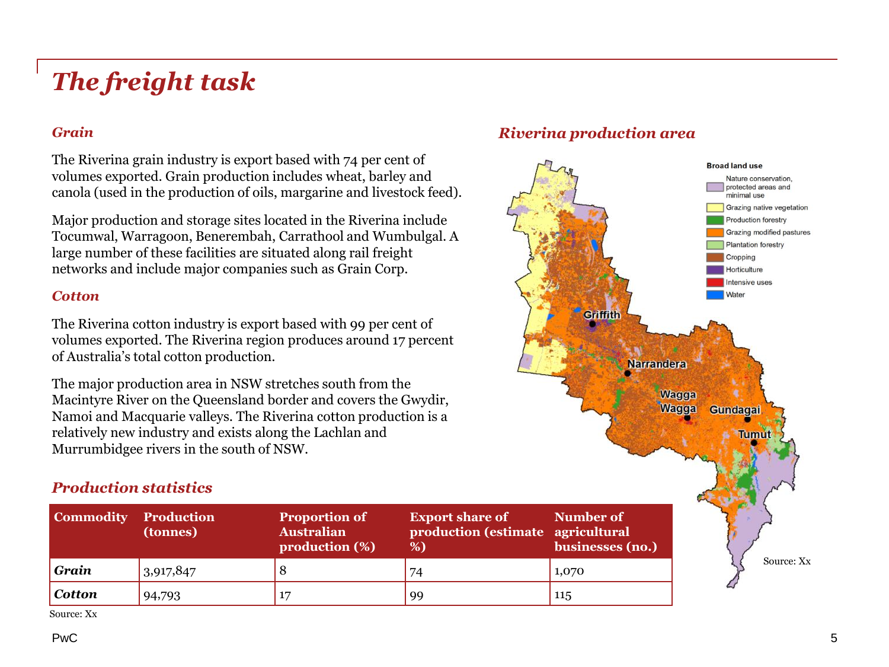# *The freight task*

### *Grain*

The Riverina grain industry is export based with 74 per cent of volumes exported. Grain production includes wheat, barley and canola (used in the production of oils, margarine and livestock feed).

Major production and storage sites located in the Riverina include Tocumwal, Warragoon, Benerembah, Carrathool and Wumbulgal. A large number of these facilities are situated along rail freight networks and include major companies such as Grain Corp.

### *Cotton*

The Riverina cotton industry is export based with 99 per cent of volumes exported. The Riverina region produces around 17 percent of Australia's total cotton production.

The major production area in NSW stretches south from the Macintyre River on the Queensland border and covers the Gwydir, Namoi and Macquarie valleys. The Riverina cotton production is a relatively new industry and exists along the Lachlan and Murrumbidgee rivers in the south of NSW.

## *Riverina production area*

Broad land use

- Nature conservation, protected areas and minimal use
- Grazing native vegetation
- Production forestry
- Grazing modified pastures
- Plantation forestry
- Cropping
- Horticulture
- Intensive uses
- Water

Griffith, Narrandera, Wagga Wagga, Gundagai, Tumut

Source: Xx

## *Production statistics*

| Commodity | Production (tonnes) | Proportion of Australian production (%) | Export share of production (estimate %) | Number of agricultural businesses (no.) |
|---|---|---|---|---|
| ***Grain*** | 3,917,847 | 8 | 74 | 1,070 |
| ***Cotton*** | 94,793 | 17 | 99 | 115 |

Source: Xx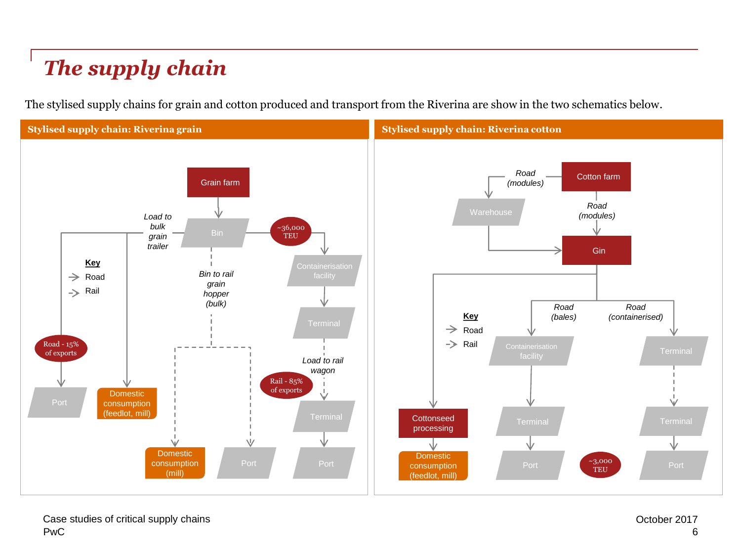# The supply chain

The stylised supply chains for grain and cotton produced and transport from the Riverina are show in the two schematics below.

**Stylised supply chain: Riverina grain**

Grain farm

Bin

Load to bulk grain trailer

~36,000 TEU

Containerisation facility

Key

Road

Rail

Bin to rail grain hopper (bulk)

Terminal

Load to rail wagon

Road - 15% of exports

Rail - 85% of exports

Port

Domestic consumption (feedlot, mill)

Terminal

Domestic consumption (mill)

Port

Port

**Stylised supply chain: Riverina cotton**

Road (modules)

Cotton farm

Warehouse

Road (modules)

Gin

Road (bales)

Road (containerised)

Key

Road

Rail

Containerisation facility

Terminal

Cottonseed processing

Terminal

Terminal

Domestic consumption (feedlot, mill)

Port

~3,000 TEU

Port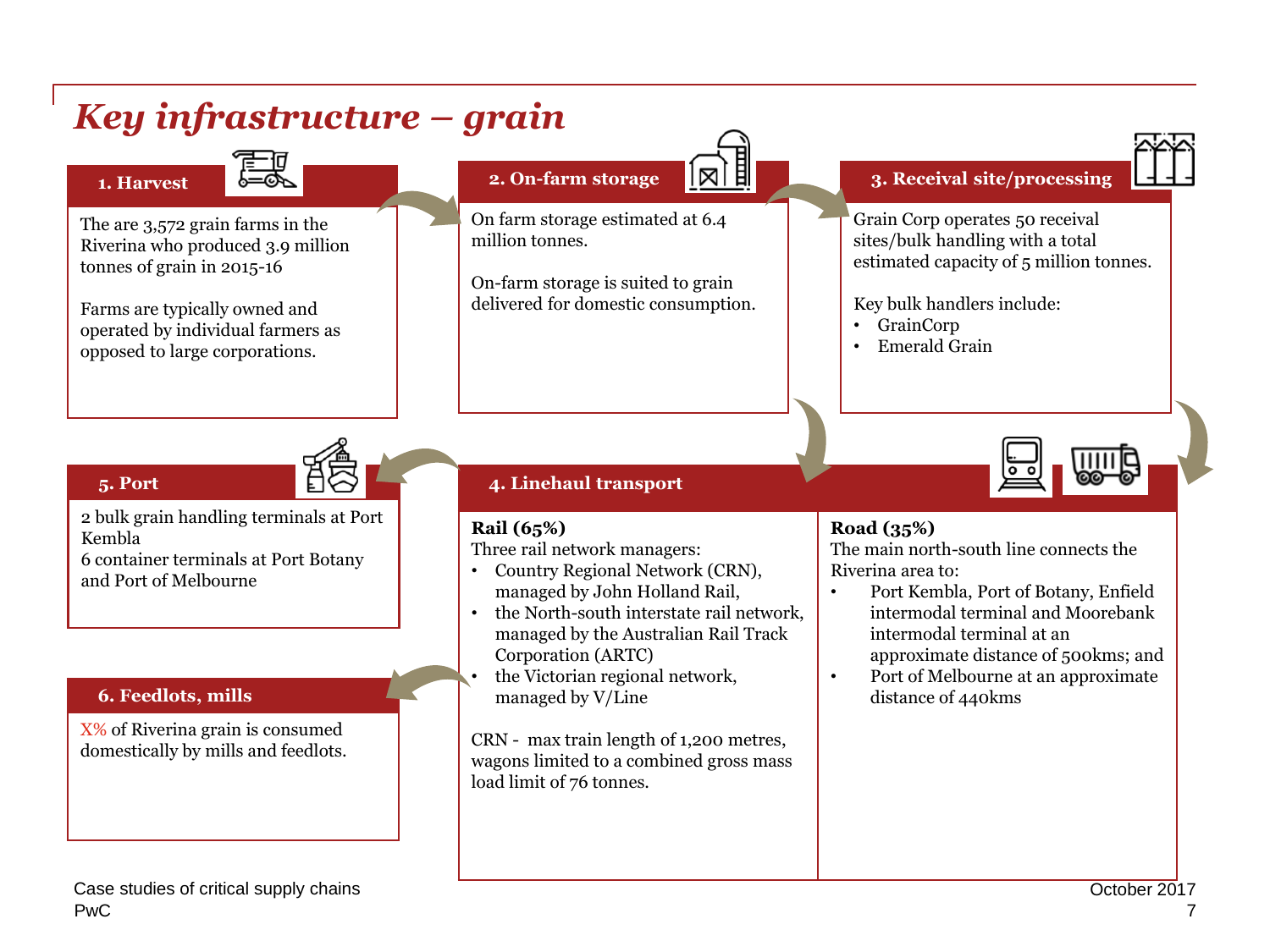# Key infrastructure – grain

## 1. Harvest

The are 3,572 grain farms in the Riverina who produced 3.9 million tonnes of grain in 2015-16

Farms are typically owned and operated by individual farmers as opposed to large corporations.

## 2. On-farm storage

On farm storage estimated at 6.4 million tonnes.

On-farm storage is suited to grain delivered for domestic consumption.

## 3. Receival site/processing

Grain Corp operates 50 receival sites/bulk handling with a total estimated capacity of 5 million tonnes.

Key bulk handlers include:

- GrainCorp
- Emerald Grain

## 4. Linehaul transport

**Rail (65%)**

Three rail network managers:

- Country Regional Network (CRN), managed by John Holland Rail,
- the North-south interstate rail network, managed by the Australian Rail Track Corporation (ARTC)
- the Victorian regional network, managed by V/Line

CRN - max train length of 1,200 metres, wagons limited to a combined gross mass load limit of 76 tonnes.

**Road (35%)**

The main north-south line connects the Riverina area to:

- Port Kembla, Port of Botany, Enfield intermodal terminal and Moorebank intermodal terminal at an approximate distance of 500kms; and
- Port of Melbourne at an approximate distance of 440kms

## 5. Port

2 bulk grain handling terminals at Port Kembla
6 container terminals at Port Botany and Port of Melbourne

## 6. Feedlots, mills

X% of Riverina grain is consumed domestically by mills and feedlots.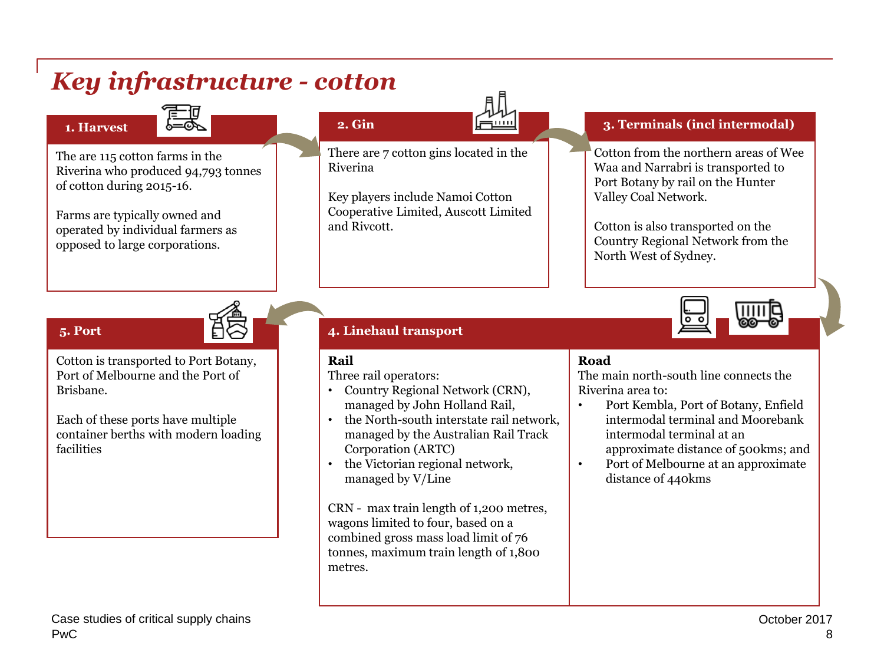# Key infrastructure - cotton

## 1. Harvest

The are 115 cotton farms in the Riverina who produced 94,793 tonnes of cotton during 2015-16.

Farms are typically owned and operated by individual farmers as opposed to large corporations.

## 2. Gin

There are 7 cotton gins located in the Riverina

Key players include Namoi Cotton Cooperative Limited, Auscott Limited and Rivcott.

## 3. Terminals (incl intermodal)

Cotton from the northern areas of Wee Waa and Narrabri is transported to Port Botany by rail on the Hunter Valley Coal Network.

Cotton is also transported on the Country Regional Network from the North West of Sydney.

## 4. Linehaul transport

**Rail**

Three rail operators:

- Country Regional Network (CRN), managed by John Holland Rail,
- the North-south interstate rail network, managed by the Australian Rail Track Corporation (ARTC)
- the Victorian regional network, managed by V/Line

CRN - max train length of 1,200 metres, wagons limited to four, based on a combined gross mass load limit of 76 tonnes, maximum train length of 1,800 metres.

**Road**

The main north-south line connects the Riverina area to:

- Port Kembla, Port of Botany, Enfield intermodal terminal and Moorebank intermodal terminal at an approximate distance of 500kms; and
- Port of Melbourne at an approximate distance of 440kms

## 5. Port

Cotton is transported to Port Botany, Port of Melbourne and the Port of Brisbane.

Each of these ports have multiple container berths with modern loading facilities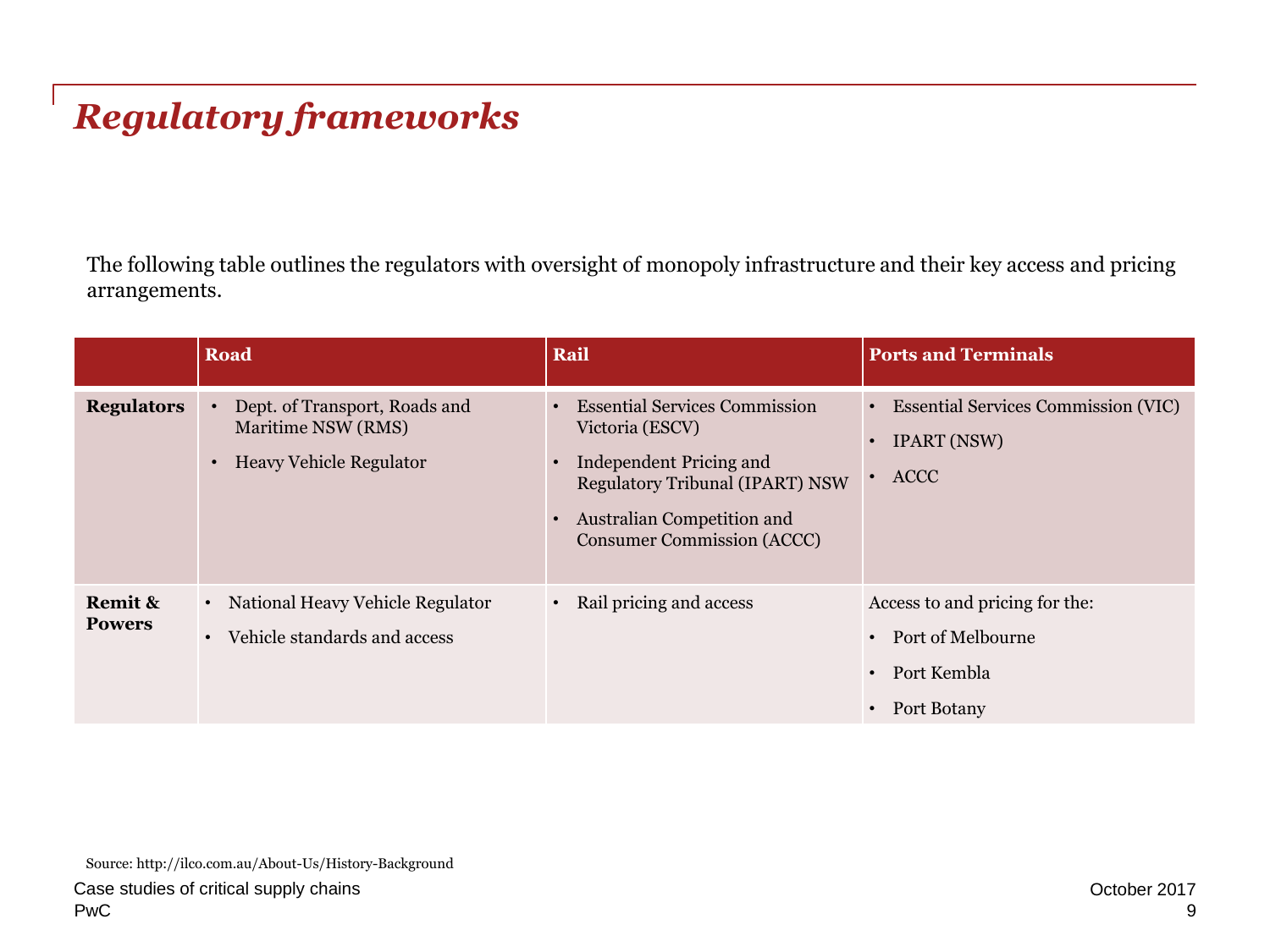# Regulatory frameworks

The following table outlines the regulators with oversight of monopoly infrastructure and their key access and pricing arrangements.

| | Road | Rail | Ports and Terminals |
|---|---|---|---|
| **Regulators** | • Dept. of Transport, Roads and Maritime NSW (RMS)<br>• Heavy Vehicle Regulator | • Essential Services Commission Victoria (ESCV)<br>• Independent Pricing and Regulatory Tribunal (IPART) NSW<br>• Australian Competition and Consumer Commission (ACCC) | • Essential Services Commission (VIC)<br>• IPART (NSW)<br>• ACCC |
| **Remit & Powers** | • National Heavy Vehicle Regulator<br>• Vehicle standards and access | • Rail pricing and access | Access to and pricing for the:<br>• Port of Melbourne<br>• Port Kembla<br>• Port Botany |

Source: http://ilco.com.au/About-Us/History-Background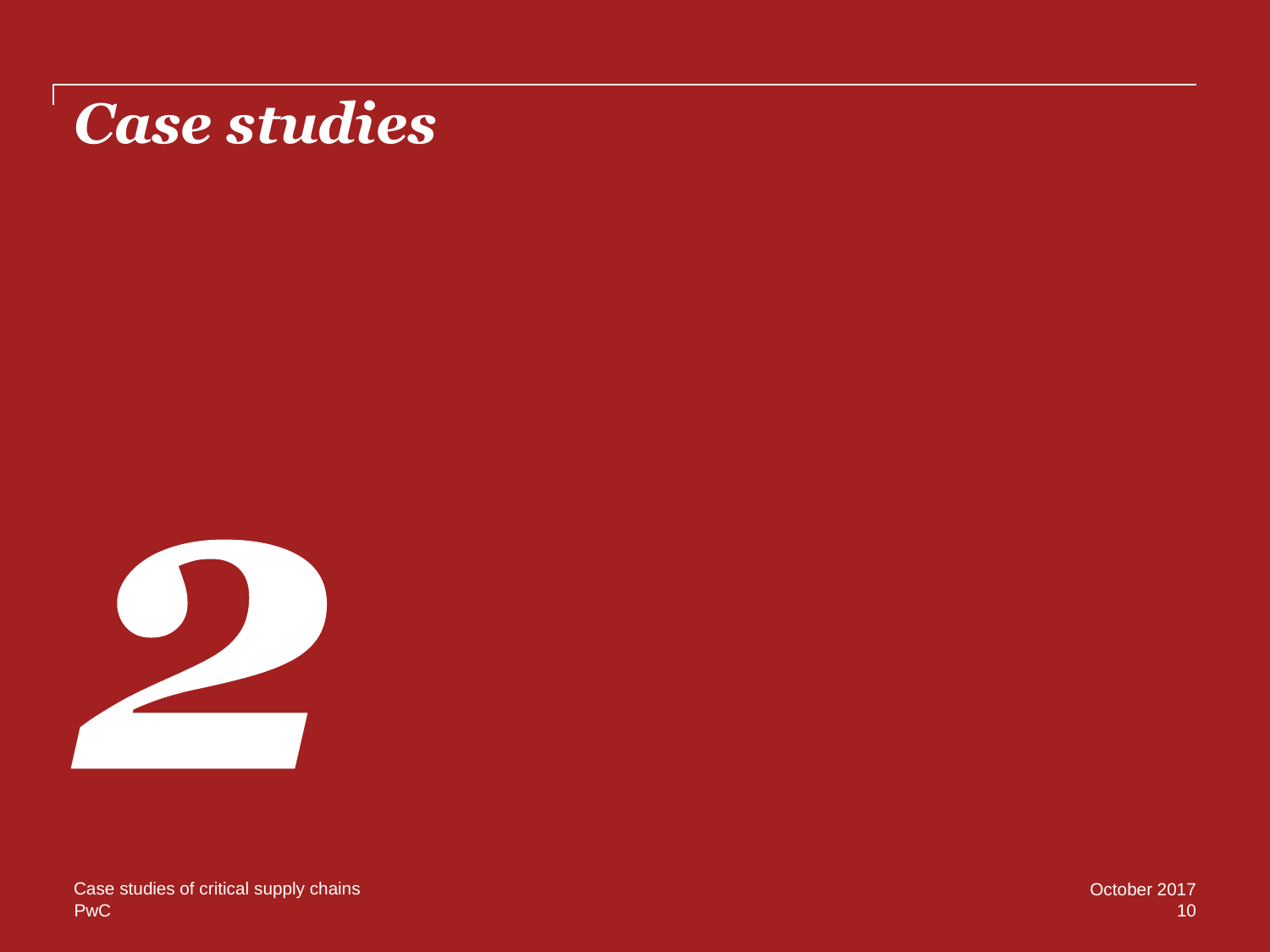# *Case studies*

**2**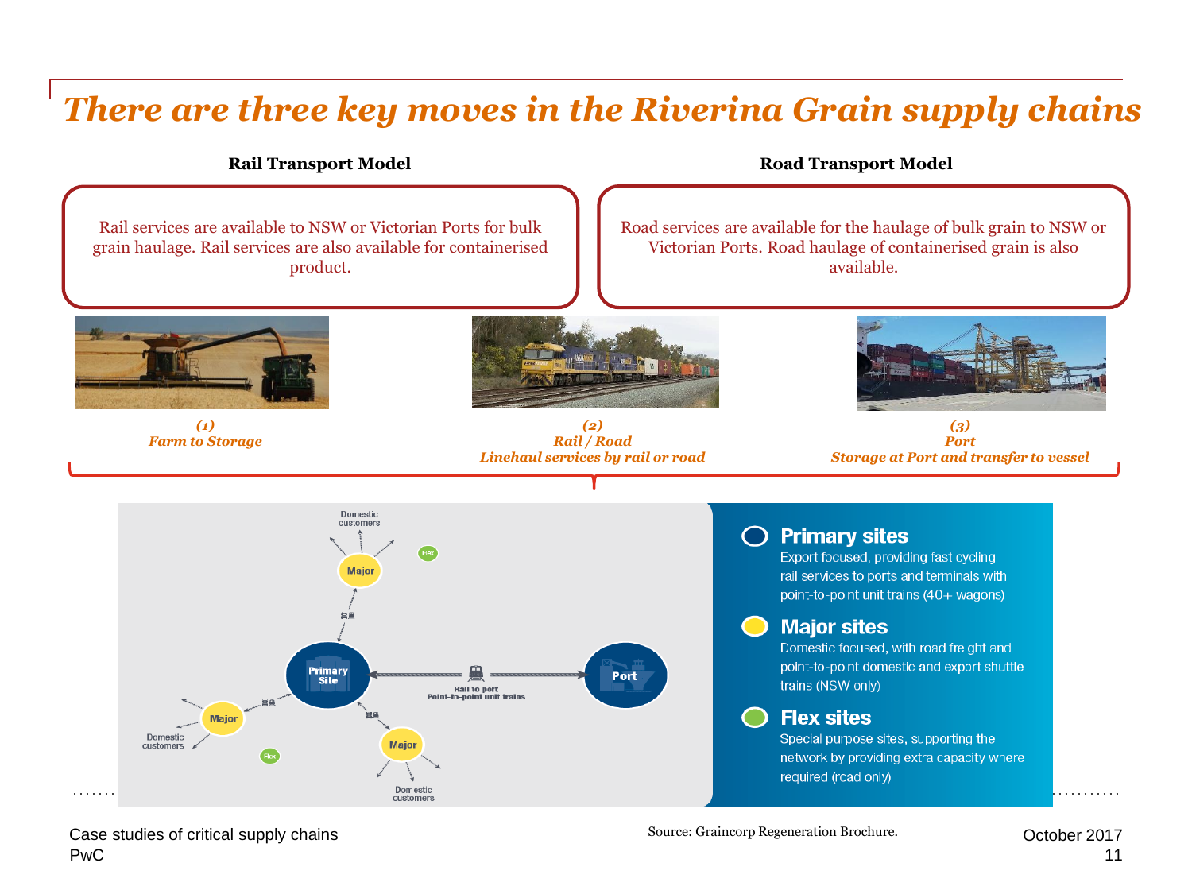# There are three key moves in the Riverina Grain supply chains

**Rail Transport Model**

Rail services are available to NSW or Victorian Ports for bulk grain haulage. Rail services are also available for containerised product.

**Road Transport Model**

Road services are available for the haulage of bulk grain to NSW or Victorian Ports. Road haulage of containerised grain is also available.

***(1) Farm to Storage***

***(2) Rail / Road — Linehaul services by rail or road***

***(3) Port — Storage at Port and transfer to vessel***

Domestic customers — Major — Flex — Primary Site — Rail to port Point-to-point unit trains — Port — Major — Domestic customers — Flex — Major — Domestic customers

## Primary sites

Export focused, providing fast cycling rail services to ports and terminals with point-to-point unit trains (40+ wagons)

## Major sites

Domestic focused, with road freight and point-to-point domestic and export shuttle trains (NSW only)

## Flex sites

Special purpose sites, supporting the network by providing extra capacity where required (road only)

Source: Graincorp Regeneration Brochure.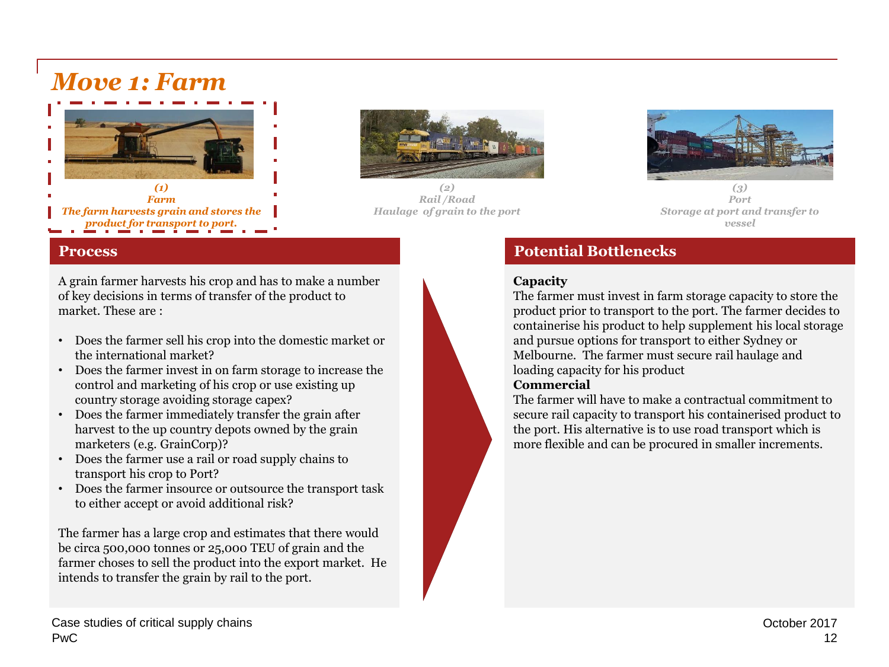# Move 1: Farm

*(1)*
*Farm*
*The farm harvests grain and stores the product for transport to port.*

*(2)*
*Rail /Road*
*Haulage of grain to the port*

*(3)*
*Port*
*Storage at port and transfer to vessel*

## Process

A grain farmer harvests his crop and has to make a number of key decisions in terms of transfer of the product to market. These are :

- Does the farmer sell his crop into the domestic market or the international market?
- Does the farmer invest in on farm storage to increase the control and marketing of his crop or use existing up country storage avoiding storage capex?
- Does the farmer immediately transfer the grain after harvest to the up country depots owned by the grain marketers (e.g. GrainCorp)?
- Does the farmer use a rail or road supply chains to transport his crop to Port?
- Does the farmer insource or outsource the transport task to either accept or avoid additional risk?

The farmer has a large crop and estimates that there would be circa 500,000 tonnes or 25,000 TEU of grain and the farmer choses to sell the product into the export market. He intends to transfer the grain by rail to the port.

## Potential Bottlenecks

**Capacity**
The farmer must invest in farm storage capacity to store the product prior to transport to the port. The farmer decides to containerise his product to help supplement his local storage and pursue options for transport to either Sydney or Melbourne. The farmer must secure rail haulage and loading capacity for his product

**Commercial**
The farmer will have to make a contractual commitment to secure rail capacity to transport his containerised product to the port. His alternative is to use road transport which is more flexible and can be procured in smaller increments.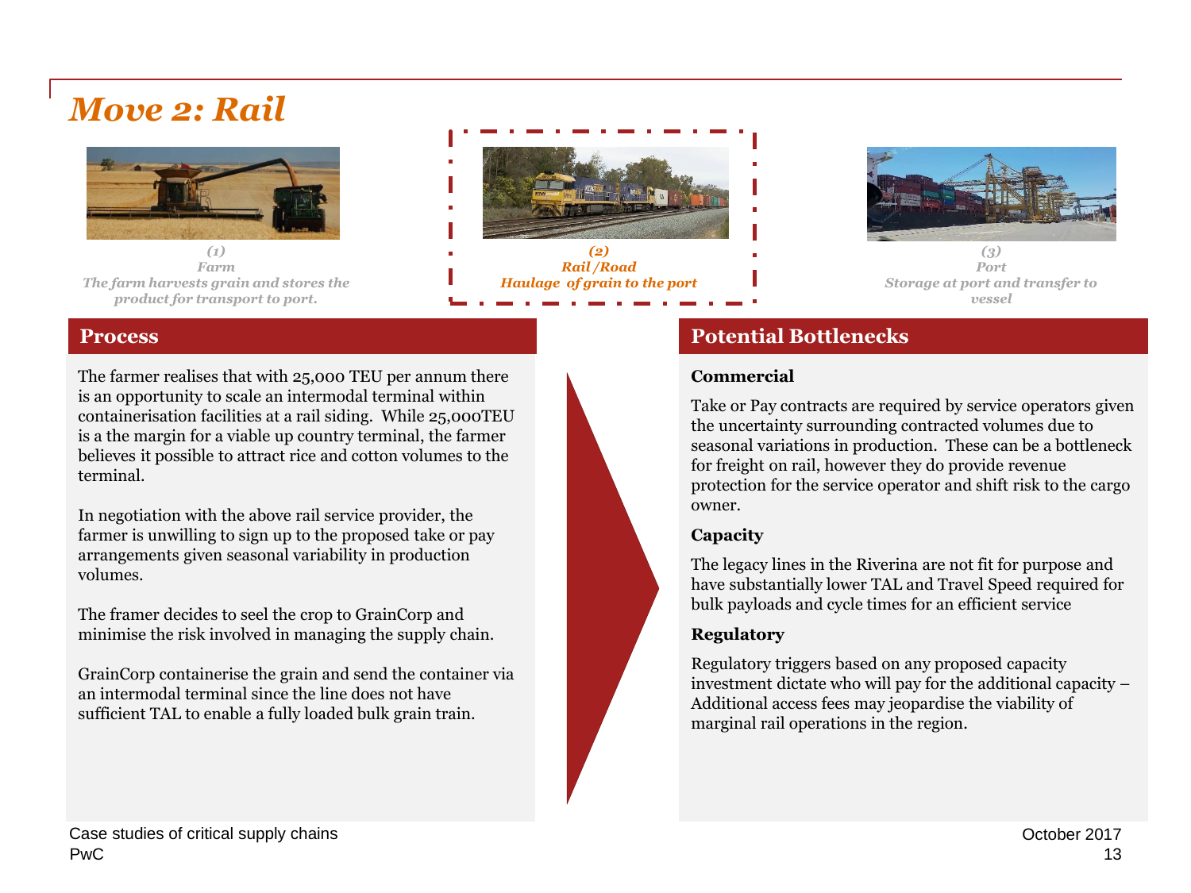# Move 2: Rail

*(1)*
*Farm*
*The farm harvests grain and stores the product for transport to port.*

*(2)*
*Rail /Road*
*Haulage of grain to the port*

*(3)*
*Port*
*Storage at port and transfer to vessel*

## Process

The farmer realises that with 25,000 TEU per annum there is an opportunity to scale an intermodal terminal within containerisation facilities at a rail siding. While 25,000TEU is a the margin for a viable up country terminal, the farmer believes it possible to attract rice and cotton volumes to the terminal.

In negotiation with the above rail service provider, the farmer is unwilling to sign up to the proposed take or pay arrangements given seasonal variability in production volumes.

The framer decides to seel the crop to GrainCorp and minimise the risk involved in managing the supply chain.

GrainCorp containerise the grain and send the container via an intermodal terminal since the line does not have sufficient TAL to enable a fully loaded bulk grain train.

## Potential Bottlenecks

**Commercial**

Take or Pay contracts are required by service operators given the uncertainty surrounding contracted volumes due to seasonal variations in production. These can be a bottleneck for freight on rail, however they do provide revenue protection for the service operator and shift risk to the cargo owner.

**Capacity**

The legacy lines in the Riverina are not fit for purpose and have substantially lower TAL and Travel Speed required for bulk payloads and cycle times for an efficient service

**Regulatory**

Regulatory triggers based on any proposed capacity investment dictate who will pay for the additional capacity – Additional access fees may jeopardise the viability of marginal rail operations in the region.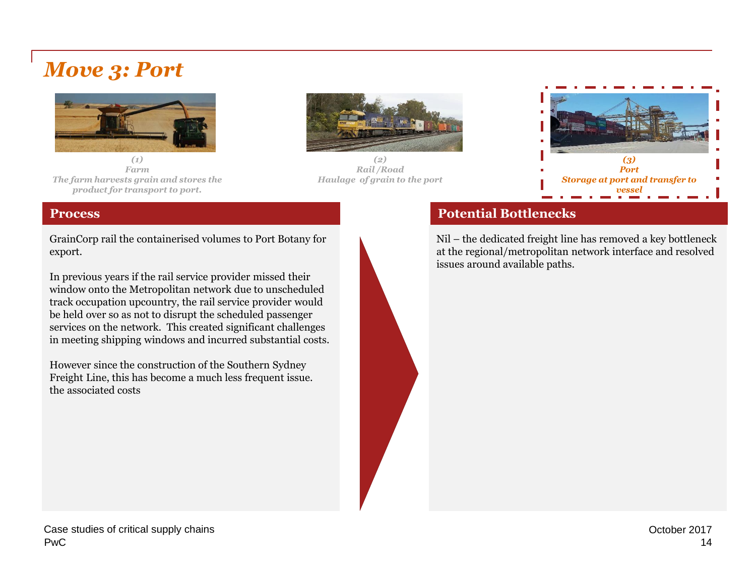# Move 3: Port

*(1)*
*Farm*
*The farm harvests grain and stores the product for transport to port.*

*(2)*
*Rail /Road*
*Haulage of grain to the port*

*(3)*
*Port*
*Storage at port and transfer to vessel*

## Process

GrainCorp rail the containerised volumes to Port Botany for export.

In previous years if the rail service provider missed their window onto the Metropolitan network due to unscheduled track occupation upcountry, the rail service provider would be held over so as not to disrupt the scheduled passenger services on the network. This created significant challenges in meeting shipping windows and incurred substantial costs.

However since the construction of the Southern Sydney Freight Line, this has become a much less frequent issue. the associated costs

## Potential Bottlenecks

Nil – the dedicated freight line has removed a key bottleneck at the regional/metropolitan network interface and resolved issues around available paths.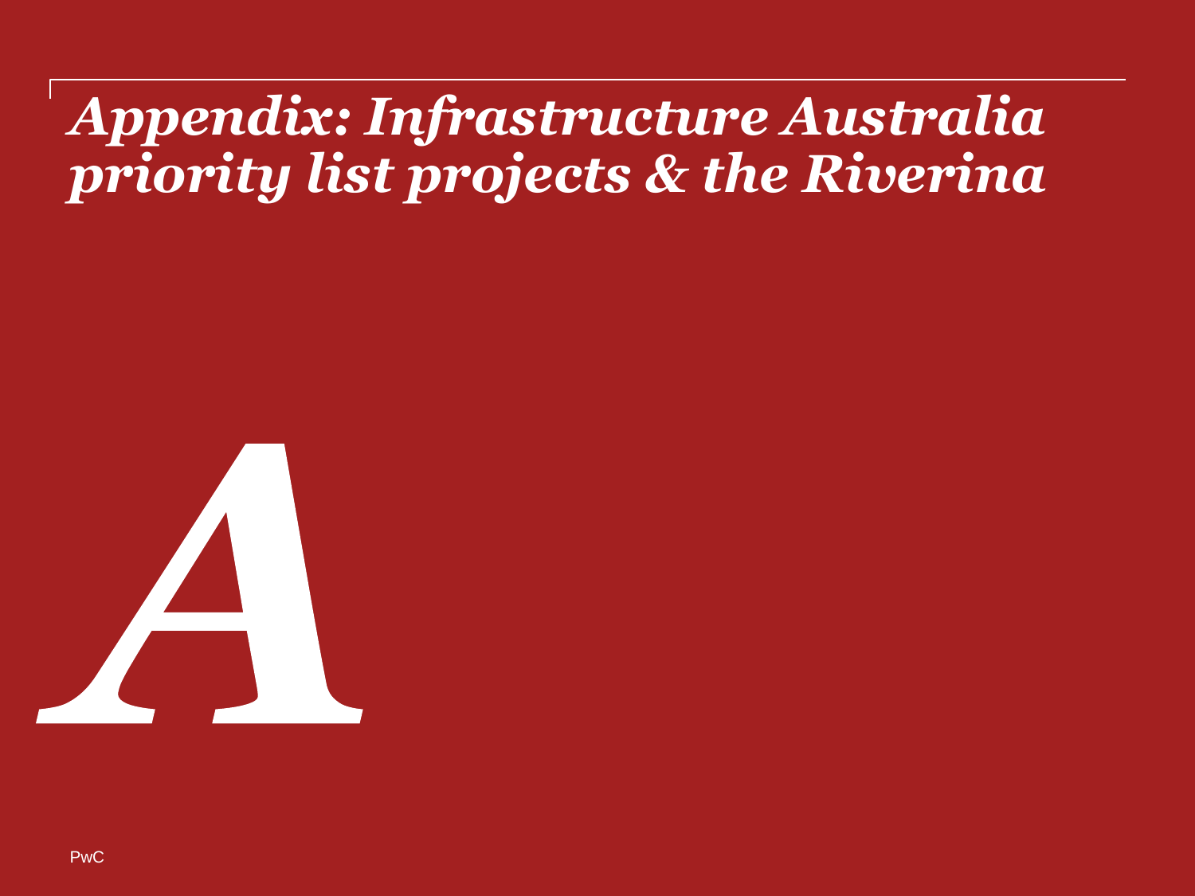# *Appendix: Infrastructure Australia priority list projects & the Riverina*

*A*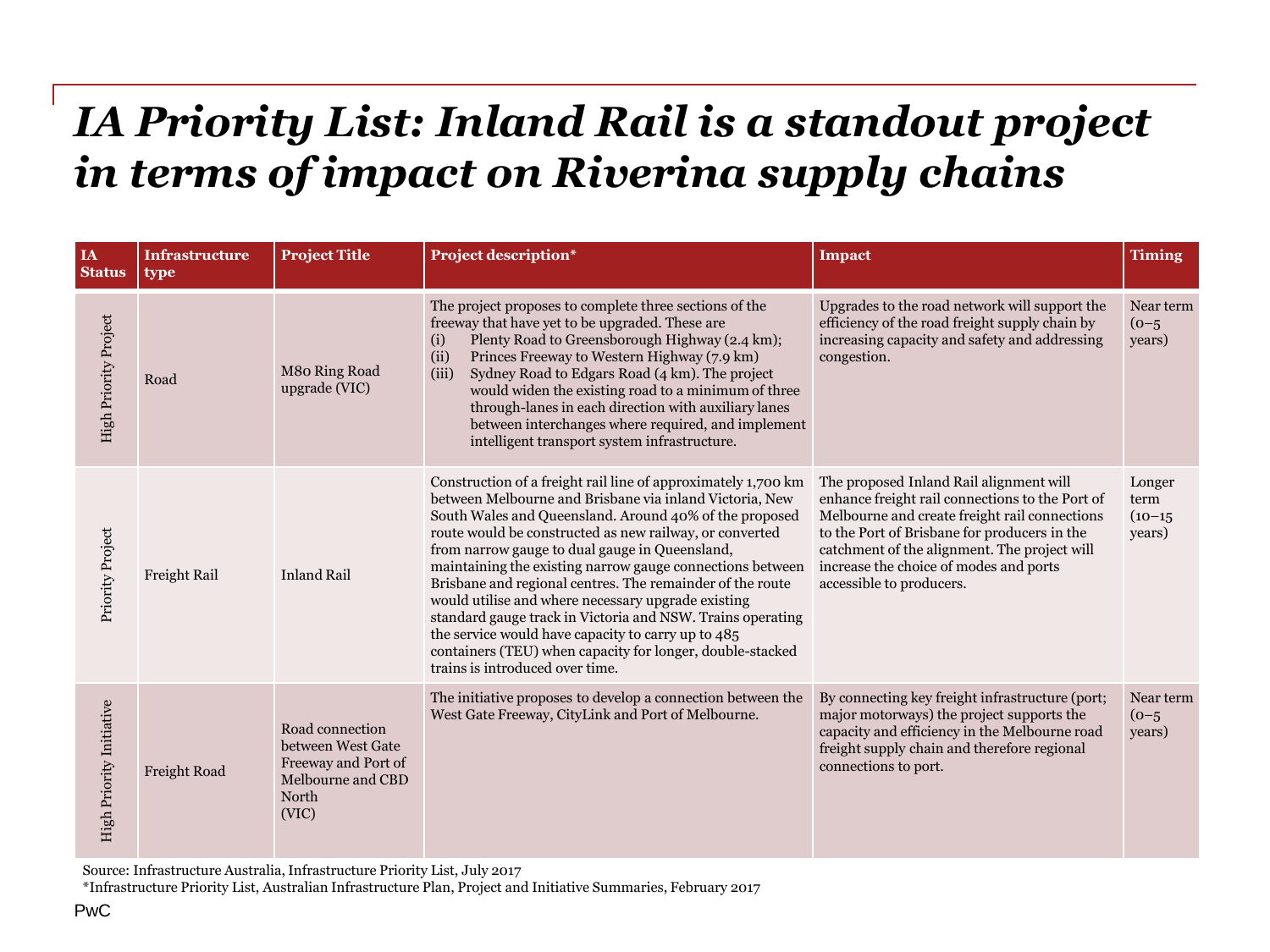# *IA Priority List: Inland Rail is a standout project in terms of impact on Riverina supply chains*

| IA Status | Infrastructure type | Project Title | Project description* | Impact | Timing |
|---|---|---|---|---|---|
| High Priority Project | Road | M80 Ring Road upgrade (VIC) | The project proposes to complete three sections of the freeway that have yet to be upgraded. These are (i) Plenty Road to Greensborough Highway (2.4 km); (ii) Princes Freeway to Western Highway (7.9 km) (iii) Sydney Road to Edgars Road (4 km). The project would widen the existing road to a minimum of three through-lanes in each direction with auxiliary lanes between interchanges where required, and implement intelligent transport system infrastructure. | Upgrades to the road network will support the efficiency of the road freight supply chain by increasing capacity and safety and addressing congestion. | Near term (0–5 years) |
| Priority Project | Freight Rail | Inland Rail | Construction of a freight rail line of approximately 1,700 km between Melbourne and Brisbane via inland Victoria, New South Wales and Queensland. Around 40% of the proposed route would be constructed as new railway, or converted from narrow gauge to dual gauge in Queensland, maintaining the existing narrow gauge connections between Brisbane and regional centres. The remainder of the route would utilise and where necessary upgrade existing standard gauge track in Victoria and NSW. Trains operating the service would have capacity to carry up to 485 containers (TEU) when capacity for longer, double-stacked trains is introduced over time. | The proposed Inland Rail alignment will enhance freight rail connections to the Port of Melbourne and create freight rail connections to the Port of Brisbane for producers in the catchment of the alignment. The project will increase the choice of modes and ports accessible to producers. | Longer term (10–15 years) |
| High Priority Initiative | Freight Road | Road connection between West Gate Freeway and Port of Melbourne and CBD North (VIC) | The initiative proposes to develop a connection between the West Gate Freeway, CityLink and Port of Melbourne. | By connecting key freight infrastructure (port; major motorways) the project supports the capacity and efficiency in the Melbourne road freight supply chain and therefore regional connections to port. | Near term (0–5 years) |

Source: Infrastructure Australia, Infrastructure Priority List, July 2017

*Infrastructure Priority List, Australian Infrastructure Plan, Project and Initiative Summaries, February 2017

PwC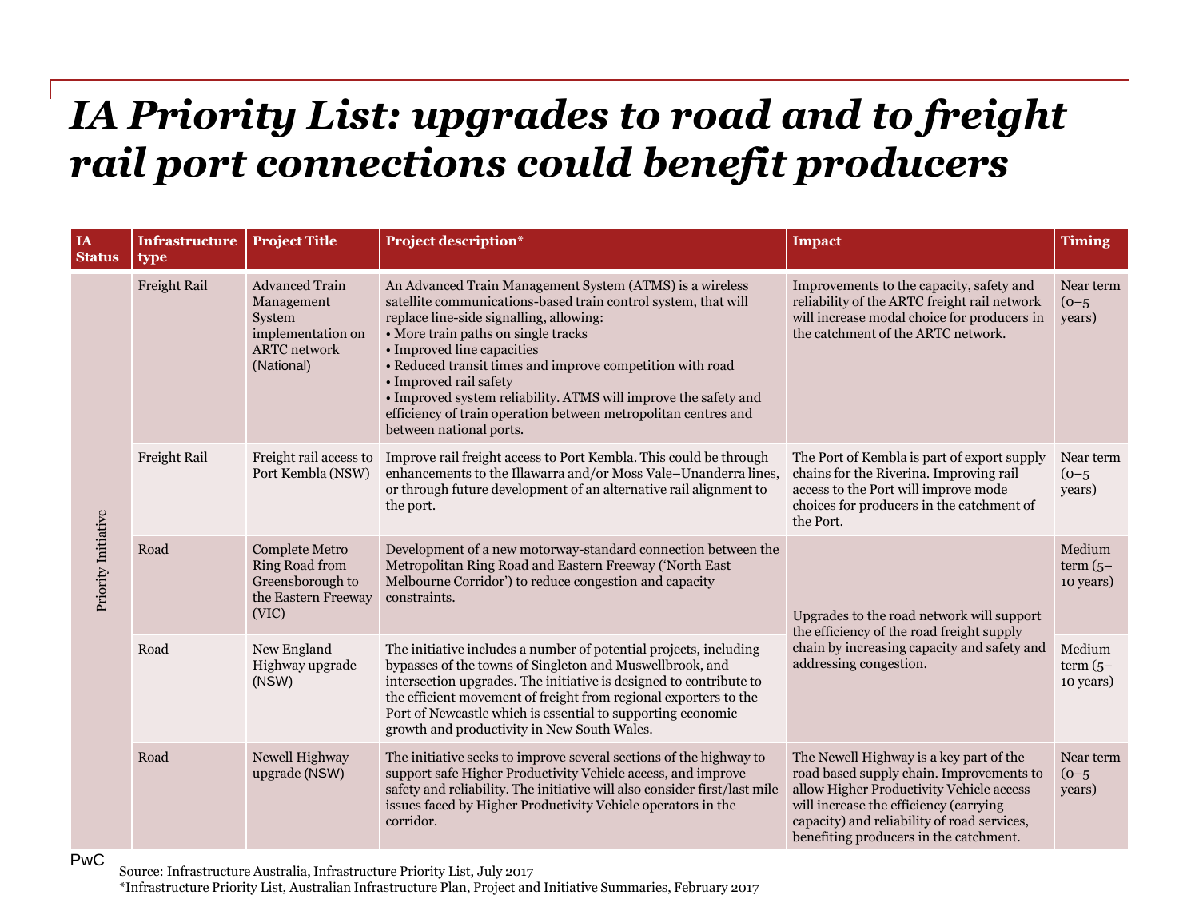# *IA Priority List: upgrades to road and to freight rail port connections could benefit producers*

| IA Status | Infrastructure type | Project Title | Project description* | Impact | Timing |
|---|---|---|---|---|---|
| Priority Initiative | Freight Rail | Advanced Train Management System implementation on ARTC network (National) | An Advanced Train Management System (ATMS) is a wireless satellite communications-based train control system, that will replace line-side signalling, allowing: • More train paths on single tracks • Improved line capacities • Reduced transit times and improve competition with road • Improved rail safety • Improved system reliability. ATMS will improve the safety and efficiency of train operation between metropolitan centres and between national ports. | Improvements to the capacity, safety and reliability of the ARTC freight rail network will increase modal choice for producers in the catchment of the ARTC network. | Near term (0–5 years) |
| Priority Initiative | Freight Rail | Freight rail access to Port Kembla (NSW) | Improve rail freight access to Port Kembla. This could be through enhancements to the Illawarra and/or Moss Vale–Unanderra lines, or through future development of an alternative rail alignment to the port. | The Port of Kembla is part of export supply chains for the Riverina. Improving rail access to the Port will improve mode choices for producers in the catchment of the Port. | Near term (0–5 years) |
| Priority Initiative | Road | Complete Metro Ring Road from Greensborough to the Eastern Freeway (VIC) | Development of a new motorway-standard connection between the Metropolitan Ring Road and Eastern Freeway ('North East Melbourne Corridor') to reduce congestion and capacity constraints. | Upgrades to the road network will support the efficiency of the road freight supply chain by increasing capacity and safety and addressing congestion. | Medium term (5–10 years) |
| Priority Initiative | Road | New England Highway upgrade (NSW) | The initiative includes a number of potential projects, including bypasses of the towns of Singleton and Muswellbrook, and intersection upgrades. The initiative is designed to contribute to the efficient movement of freight from regional exporters to the Port of Newcastle which is essential to supporting economic growth and productivity in New South Wales. | Upgrades to the road network will support the efficiency of the road freight supply chain by increasing capacity and safety and addressing congestion. | Medium term (5–10 years) |
| Priority Initiative | Road | Newell Highway upgrade (NSW) | The initiative seeks to improve several sections of the highway to support safe Higher Productivity Vehicle access, and improve safety and reliability. The initiative will also consider first/last mile issues faced by Higher Productivity Vehicle operators in the corridor. | The Newell Highway is a key part of the road based supply chain. Improvements to allow Higher Productivity Vehicle access will increase the efficiency (carrying capacity) and reliability of road services, benefiting producers in the catchment. | Near term (0–5 years) |

Source: Infrastructure Australia, Infrastructure Priority List, July 2017
*Infrastructure Priority List, Australian Infrastructure Plan, Project and Initiative Summaries, February 2017